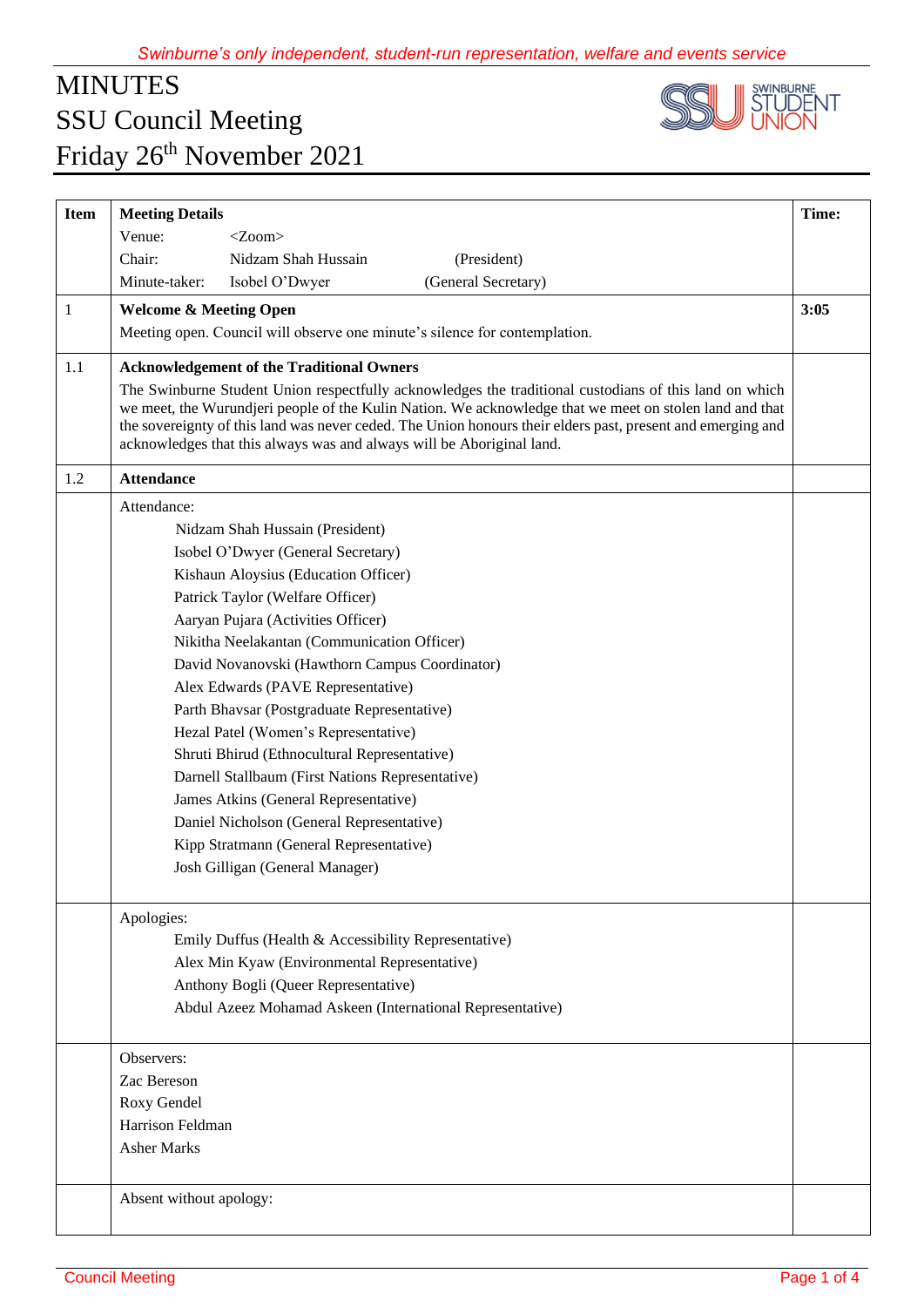*Swinburne's only independent, student-run representation, welfare and events service*

# MINUTES
# SSU Council Meeting
# Friday 26th November 2021

| Item | Meeting Details | Time: |
|---|---|---|
| | Venue: <Zoom><br>Chair: Nidzam Shah Hussain (President)<br>Minute-taker: Isobel O'Dwyer (General Secretary) | |
| 1 | **Welcome & Meeting Open**<br>Meeting open. Council will observe one minute's silence for contemplation. | **3:05** |
| 1.1 | **Acknowledgement of the Traditional Owners**<br>The Swinburne Student Union respectfully acknowledges the traditional custodians of this land on which we meet, the Wurundjeri people of the Kulin Nation. We acknowledge that we meet on stolen land and that the sovereignty of this land was never ceded. The Union honours their elders past, present and emerging and acknowledges that this always was and always will be Aboriginal land. | |
| 1.2 | **Attendance** | |
| | Attendance:<br>Nidzam Shah Hussain (President)<br>Isobel O'Dwyer (General Secretary)<br>Kishaun Aloysius (Education Officer)<br>Patrick Taylor (Welfare Officer)<br>Aaryan Pujara (Activities Officer)<br>Nikitha Neelakantan (Communication Officer)<br>David Novanovski (Hawthorn Campus Coordinator)<br>Alex Edwards (PAVE Representative)<br>Parth Bhavsar (Postgraduate Representative)<br>Hezal Patel (Women's Representative)<br>Shruti Bhirud (Ethnocultural Representative)<br>Darnell Stallbaum (First Nations Representative)<br>James Atkins (General Representative)<br>Daniel Nicholson (General Representative)<br>Kipp Stratmann (General Representative)<br>Josh Gilligan (General Manager) | |
| | Apologies:<br>Emily Duffus (Health & Accessibility Representative)<br>Alex Min Kyaw (Environmental Representative)<br>Anthony Bogli (Queer Representative)<br>Abdul Azeez Mohamad Askeen (International Representative) | |
| | Observers:<br>Zac Bereson<br>Roxy Gendel<br>Harrison Feldman<br>Asher Marks | |
| | Absent without apology: | |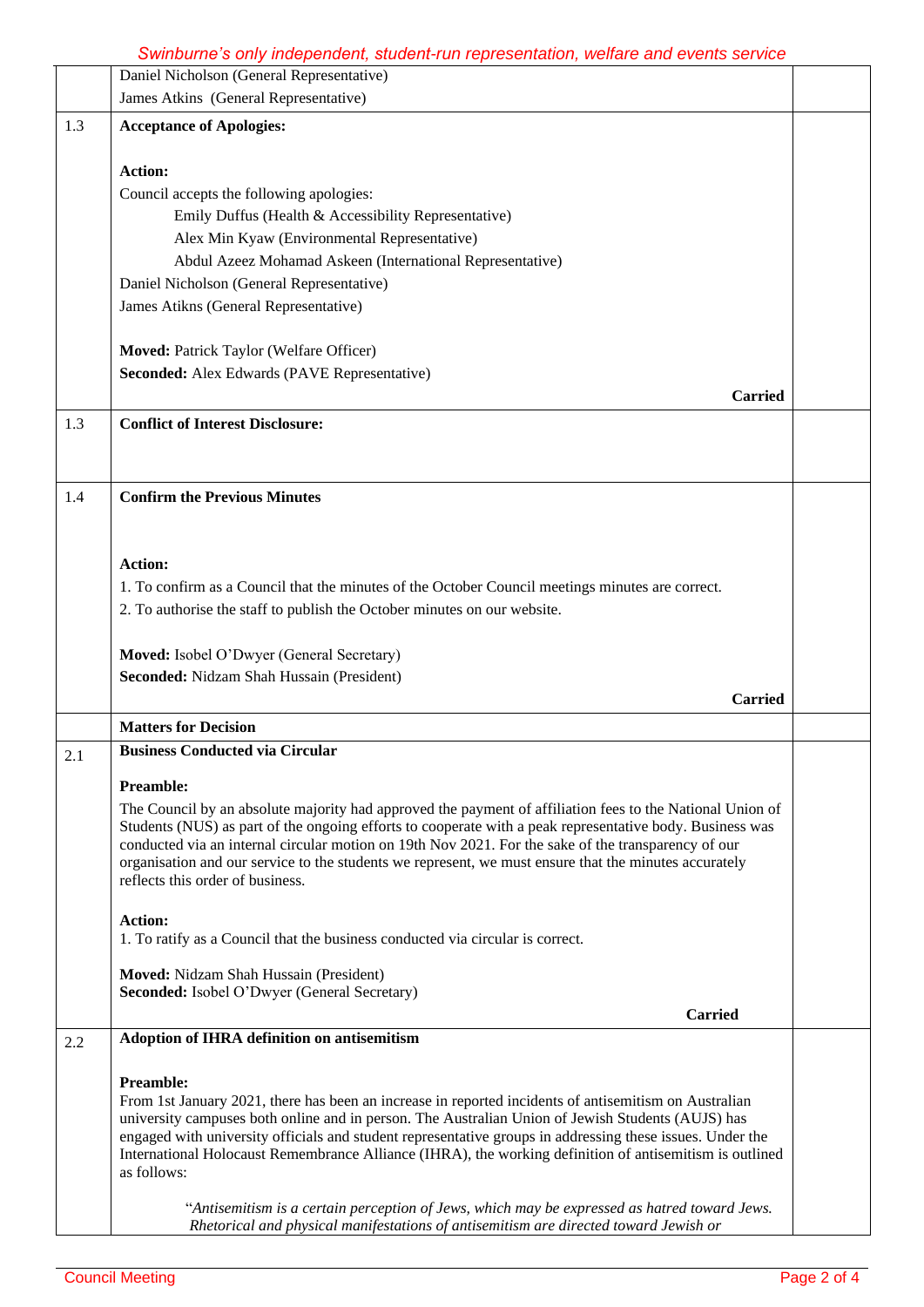| | | |
|---|---|---|
| | Daniel Nicholson (General Representative)<br>James Atkins (General Representative) | |
| 1.3 | **Acceptance of Apologies:**<br><br>**Action:**<br>Council accepts the following apologies:<br>Emily Duffus (Health & Accessibility Representative)<br>Alex Min Kyaw (Environmental Representative)<br>Abdul Azeez Mohamad Askeen (International Representative)<br>Daniel Nicholson (General Representative)<br>James Atikns (General Representative)<br><br>**Moved:** Patrick Taylor (Welfare Officer)<br>**Seconded:** Alex Edwards (PAVE Representative)<br>**Carried** | |
| 1.3 | **Conflict of Interest Disclosure:** | |
| 1.4 | **Confirm the Previous Minutes**<br><br>**Action:**<br>1. To confirm as a Council that the minutes of the October Council meetings minutes are correct.<br>2. To authorise the staff to publish the October minutes on our website.<br><br>**Moved:** Isobel O'Dwyer (General Secretary)<br>**Seconded:** Nidzam Shah Hussain (President)<br>**Carried** | |
| | **Matters for Decision** | |
| 2.1 | **Business Conducted via Circular**<br><br>**Preamble:**<br>The Council by an absolute majority had approved the payment of affiliation fees to the National Union of Students (NUS) as part of the ongoing efforts to cooperate with a peak representative body. Business was conducted via an internal circular motion on 19th Nov 2021. For the sake of the transparency of our organisation and our service to the students we represent, we must ensure that the minutes accurately reflects this order of business.<br><br>**Action:**<br>1. To ratify as a Council that the business conducted via circular is correct.<br><br>**Moved:** Nidzam Shah Hussain (President)<br>**Seconded:** Isobel O'Dwyer (General Secretary)<br>**Carried** | |
| 2.2 | **Adoption of IHRA definition on antisemitism**<br><br>**Preamble:**<br>From 1st January 2021, there has been an increase in reported incidents of antisemitism on Australian university campuses both online and in person. The Australian Union of Jewish Students (AUJS) has engaged with university officials and student representative groups in addressing these issues. Under the International Holocaust Remembrance Alliance (IHRA), the working definition of antisemitism is outlined as follows:<br><br>"*Antisemitism is a certain perception of Jews, which may be expressed as hatred toward Jews. Rhetorical and physical manifestations of antisemitism are directed toward Jewish or* | |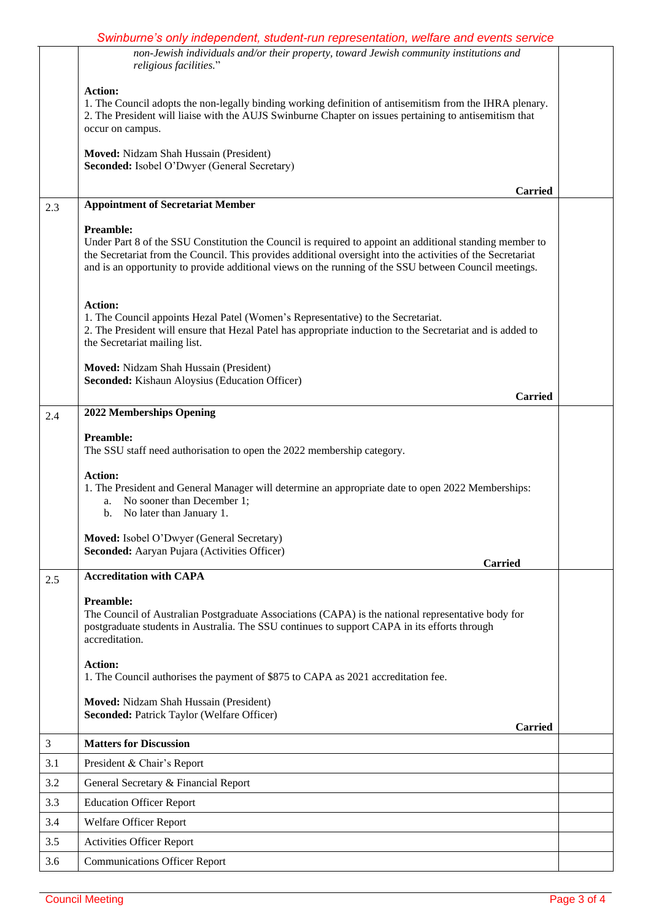| | | |
|---|---|---|
| | *non-Jewish individuals and/or their property, toward Jewish community institutions and religious facilities.*"<br><br>**Action:**<br>1. The Council adopts the non-legally binding working definition of antisemitism from the IHRA plenary.<br>2. The President will liaise with the AUJS Swinburne Chapter on issues pertaining to antisemitism that occur on campus.<br><br>**Moved:** Nidzam Shah Hussain (President)<br>**Seconded:** Isobel O'Dwyer (General Secretary)<br><br>**Carried** | |
| 2.3 | **Appointment of Secretariat Member**<br><br>**Preamble:**<br>Under Part 8 of the SSU Constitution the Council is required to appoint an additional standing member to the Secretariat from the Council. This provides additional oversight into the activities of the Secretariat and is an opportunity to provide additional views on the running of the SSU between Council meetings.<br><br>**Action:**<br>1. The Council appoints Hezal Patel (Women's Representative) to the Secretariat.<br>2. The President will ensure that Hezal Patel has appropriate induction to the Secretariat and is added to the Secretariat mailing list.<br><br>**Moved:** Nidzam Shah Hussain (President)<br>**Seconded:** Kishaun Aloysius (Education Officer)<br><br>**Carried** | |
| 2.4 | **2022 Memberships Opening**<br><br>**Preamble:**<br>The SSU staff need authorisation to open the 2022 membership category.<br><br>**Action:**<br>1. The President and General Manager will determine an appropriate date to open 2022 Memberships:<br>a. No sooner than December 1;<br>b. No later than January 1.<br><br>**Moved:** Isobel O'Dwyer (General Secretary)<br>**Seconded:** Aaryan Pujara (Activities Officer)<br><br>**Carried** | |
| 2.5 | **Accreditation with CAPA**<br><br>**Preamble:**<br>The Council of Australian Postgraduate Associations (CAPA) is the national representative body for postgraduate students in Australia. The SSU continues to support CAPA in its efforts through accreditation.<br><br>**Action:**<br>1. The Council authorises the payment of $875 to CAPA as 2021 accreditation fee.<br><br>**Moved:** Nidzam Shah Hussain (President)<br>**Seconded:** Patrick Taylor (Welfare Officer)<br><br>**Carried** | |
| 3 | **Matters for Discussion** | |
| 3.1 | President & Chair's Report | |
| 3.2 | General Secretary & Financial Report | |
| 3.3 | Education Officer Report | |
| 3.4 | Welfare Officer Report | |
| 3.5 | Activities Officer Report | |
| 3.6 | Communications Officer Report | |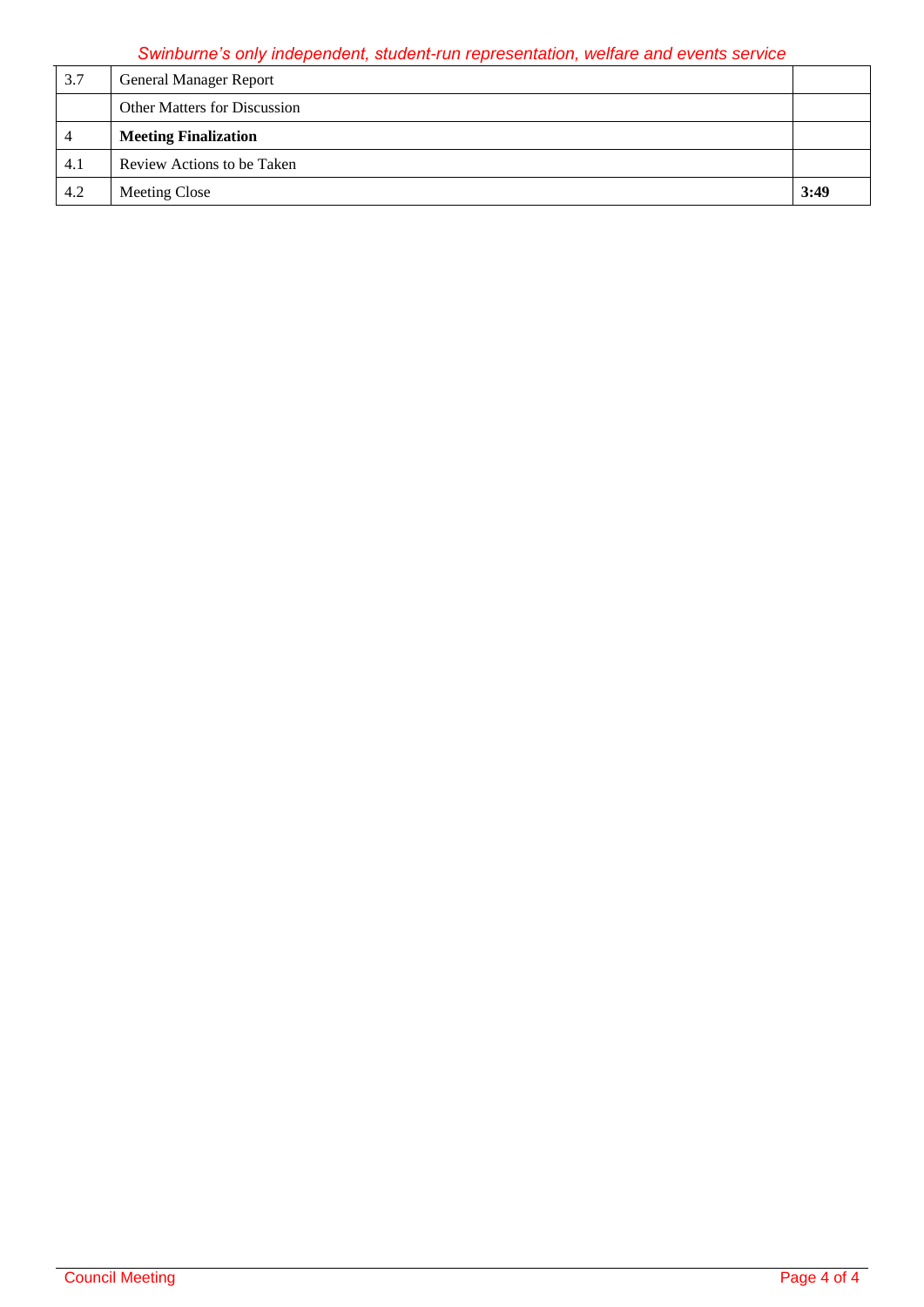| | | |
|---|---|---|
| 3.7 | General Manager Report | |
| | Other Matters for Discussion | |
| 4 | **Meeting Finalization** | |
| 4.1 | Review Actions to be Taken | |
| 4.2 | Meeting Close | **3:49** |